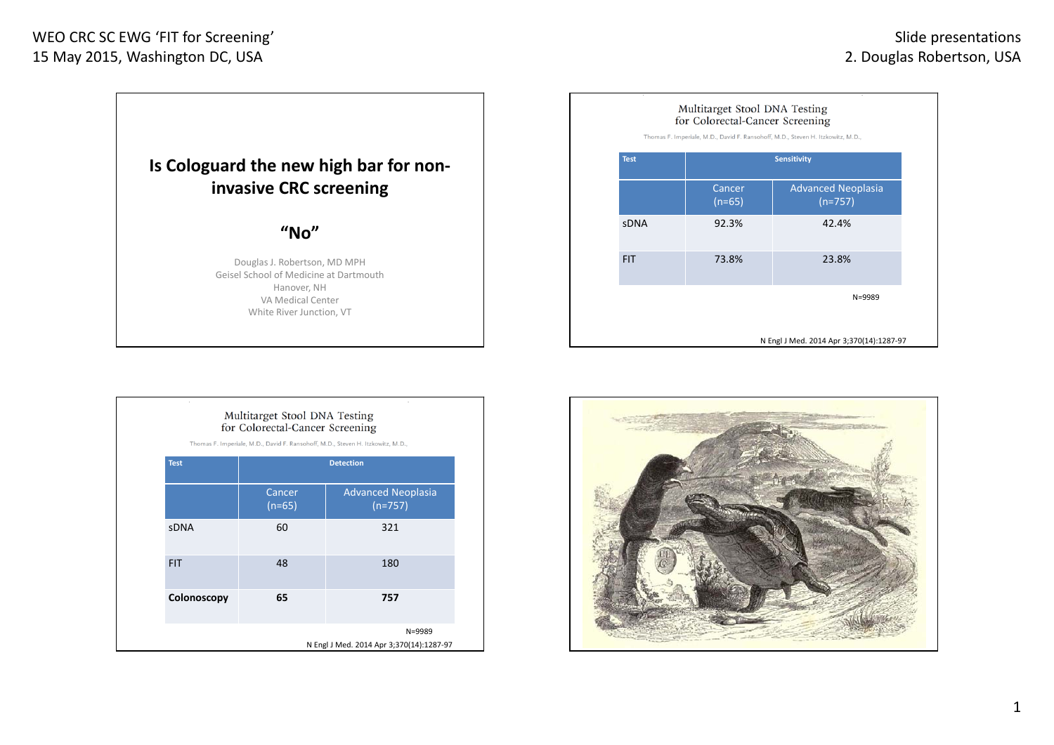WEO CRC SC EWG 'FIT for Screening'
15 May 2015, Washington DC, USA

Slide presentations
2. Douglas Robertson, USA

## Is Cologuard the new high bar for non-invasive CRC screening

### "No"

Douglas J. Robertson, MD MPH
Geisel School of Medicine at Dartmouth
Hanover, NH
VA Medical Center
White River Junction, VT

---

Multitarget Stool DNA Testing for Colorectal-Cancer Screening

Thomas F. Imperiale, M.D., David F. Ransohoff, M.D., Steven H. Itzkowitz, M.D.,

| Test | Sensitivity | |
|---|---|---|
| | Cancer (n=65) | Advanced Neoplasia (n=757) |
| sDNA | 92.3% | 42.4% |
| FIT | 73.8% | 23.8% |

N=9989

N Engl J Med. 2014 Apr 3;370(14):1287-97

---

Multitarget Stool DNA Testing for Colorectal-Cancer Screening

Thomas F. Imperiale, M.D., David F. Ransohoff, M.D., Steven H. Itzkowitz, M.D.,

| Test | Detection | |
|---|---|---|
| | Cancer (n=65) | Advanced Neoplasia (n=757) |
| sDNA | 60 | 321 |
| FIT | 48 | 180 |
| **Colonoscopy** | **65** | **757** |

N=9989

N Engl J Med. 2014 Apr 3;370(14):1287-97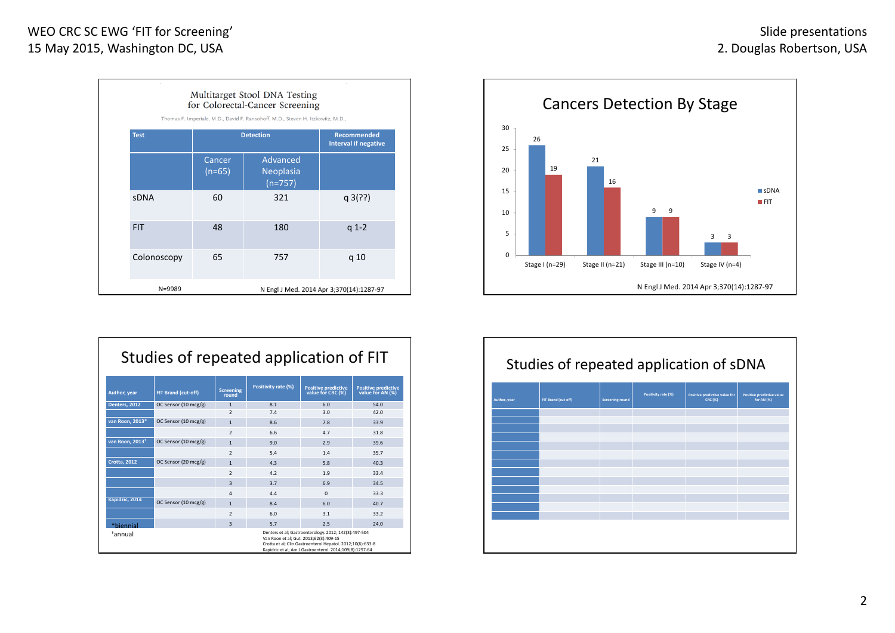## Multitarget Stool DNA Testing for Colorectal-Cancer Screening

Thomas F. Imperiale, M.D., David F. Ransohoff, M.D., Steven H. Itzkowitz, M.D.,

| Test | Detection | | Recommended Interval if negative |
|---|---|---|---|
| | Cancer (n=65) | Advanced Neoplasia (n=757) | |
| sDNA | 60 | 321 | q 3(??) |
| FIT | 48 | 180 | q 1-2 |
| Colonoscopy | 65 | 757 | q 10 |

N=9989

N Engl J Med. 2014 Apr 3;370(14):1287-97

## Cancers Detection By Stage

| Stage | sDNA | FIT |
|---|---|---|
| Stage I (n=29) | 26 | 19 |
| Stage II (n=21) | 21 | 16 |
| Stage III (n=10) | 9 | 9 |
| Stage IV (n=4) | 3 | 3 |

N Engl J Med. 2014 Apr 3;370(14):1287-97

## Studies of repeated application of FIT

| Author, year | FIT Brand (cut-off) | Screening round | Positivity rate (%) | Positive predictive value for CRC (%) | Positive predictive value for AN (%) |
|---|---|---|---|---|---|
| Denters, 2012 | OC Sensor (10 mcg/g) | 1 | 8.1 | 6.0 | 54.0 |
| | | 2 | 7.4 | 3.0 | 42.0 |
| van Roon, 2013* | OC Sensor (10 mcg/g) | 1 | 8.6 | 7.8 | 33.9 |
| | | 2 | 6.6 | 4.7 | 31.8 |
| van Roon, 2013† | OC Sensor (10 mcg/g) | 1 | 9.0 | 2.9 | 39.6 |
| | | 2 | 5.4 | 1.4 | 35.7 |
| Crotta, 2012 | OC Sensor (20 mcg/g) | 1 | 4.3 | 5.8 | 40.3 |
| | | 2 | 4.2 | 1.9 | 33.4 |
| | | 3 | 3.7 | 6.9 | 34.5 |
| | | 4 | 4.4 | 0 | 33.3 |
| Kapidzic, 2014 | OC Sensor (10 mcg/g) | 1 | 8.4 | 6.0 | 40.7 |
| | | 2 | 6.0 | 3.1 | 33.2 |
| | | 3 | 5.7 | 2.5 | 24.0 |

*biennial
†annual

Denters et al; Gastroenterology. 2012; 142(3):497-504
Van Roon et al; Gut. 2013;62(3):409-15
Crotta et al; Clin Gastroenterol Hepatol. 2012;10(6):633-8
Kapidzic et al; Am J Gastroenterol. 2014;109(8):1257-64

## Studies of repeated application of sDNA

| Author, year | FIT Brand (cut-off) | Screening round | Positivity rate (%) | Positive predictive value for CRC (%) | Positive predictive value for AN (%) |
|---|---|---|---|---|---|
| | | | | | |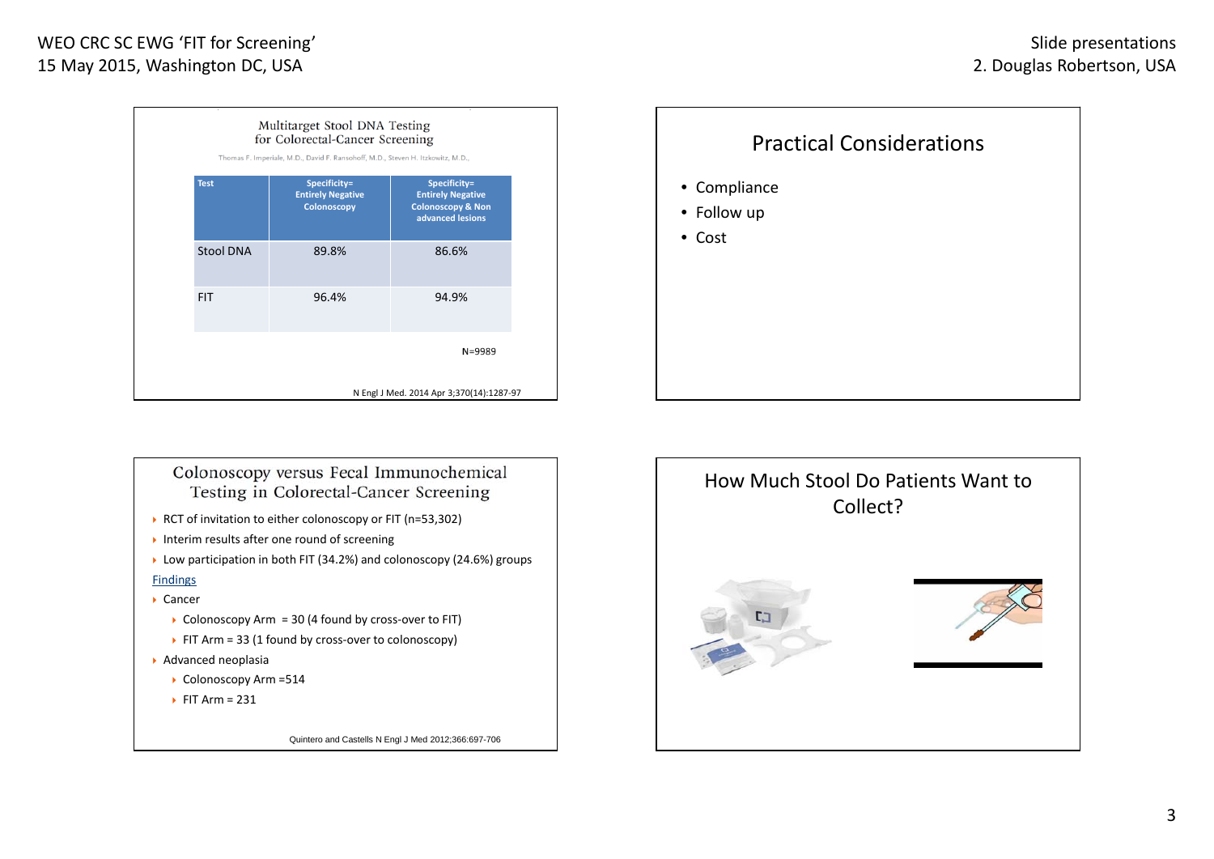## Multitarget Stool DNA Testing for Colorectal-Cancer Screening

Thomas F. Imperiale, M.D., David F. Ransohoff, M.D., Steven H. Itzkowitz, M.D.,

| Test | Specificity= Entirely Negative Colonoscopy | Specificity= Entirely Negative Colonoscopy & Non advanced lesions |
|---|---|---|
| Stool DNA | 89.8% | 86.6% |
| FIT | 96.4% | 94.9% |

N=9989

N Engl J Med. 2014 Apr 3;370(14):1287-97

## Practical Considerations

- Compliance
- Follow up
- Cost

## Colonoscopy versus Fecal Immunochemical Testing in Colorectal-Cancer Screening

- RCT of invitation to either colonoscopy or FIT (n=53,302)
- Interim results after one round of screening
- Low participation in both FIT (34.2%) and colonoscopy (24.6%) groups

Findings

- Cancer
  - Colonoscopy Arm = 30 (4 found by cross-over to FIT)
  - FIT Arm = 33 (1 found by cross-over to colonoscopy)
- Advanced neoplasia
  - Colonoscopy Arm =514
  - FIT Arm = 231

Quintero and Castells N Engl J Med 2012;366:697-706

## How Much Stool Do Patients Want to Collect?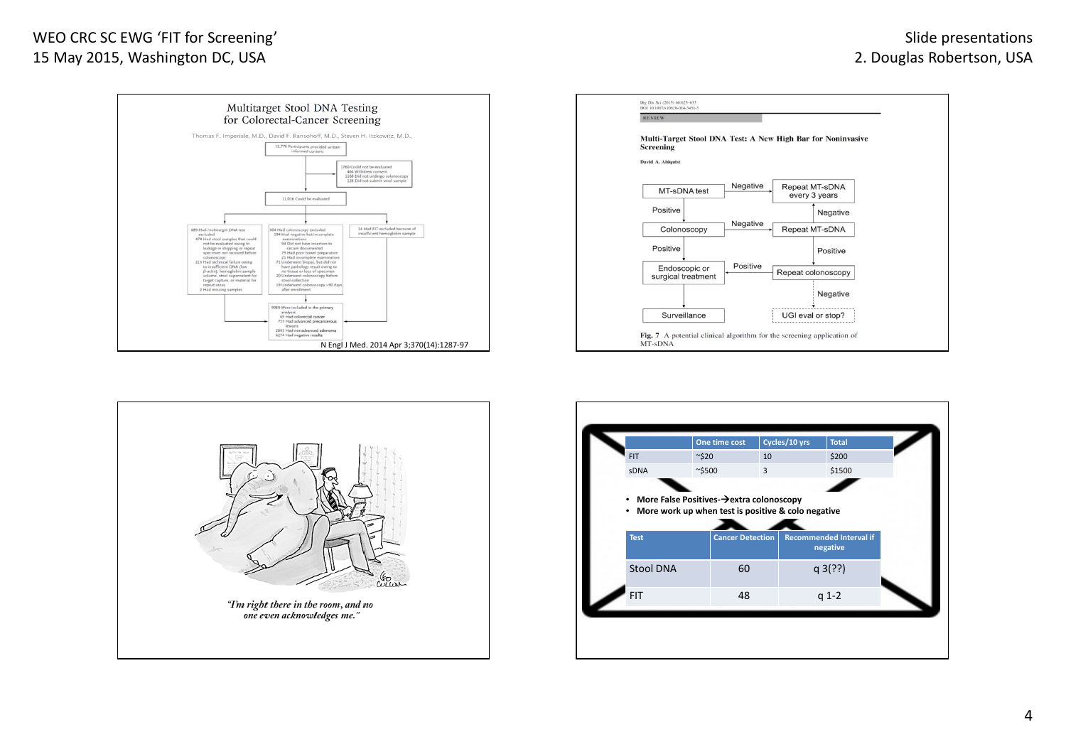## Multitarget Stool DNA Testing for Colorectal-Cancer Screening

Thomas F. Imperiale, M.D., David F. Ransohoff, M.D., Steven H. Itzkowitz, M.D.,

12,776 Participants provided written informed consent

1760 Could not be evaluated
- 484 Withdrew consent
- 1148 Did not undergo colonoscopy
- 128 Did not submit stool sample

11,016 Could be evaluated

689 Had multitarget DNA test excluded
- 474 Had stool samples that could not be evaluated owing to leakage in shipping or repeat specimen not received before colonoscopy
- 213 Had technical failure owing to insufficient DNA (low β-actin), hemoglobin sample volume, stool supernatant for target capture, or material for repeat assay
- 2 Had missing samples

304 Had colonoscopy excluded
- 194 Had negative but incomplete examinations
- 94 Did not have insertion to cecum documented
- 79 Had poor bowel preparation
- 21 Had incomplete examination
- 71 Underwent biopsy, but did not have pathology result owing to no tissue or loss of specimen
- 20 Underwent colonoscopy before stool collection
- 19 Underwent colonoscopy >90 days after enrollment

34 Had FIT excluded because of insufficient hemoglobin sample

9989 Were included in the primary analysis
- 65 Had colorectal cancer
- 757 Had advanced precancerous lesions
- 2893 Had nonadvanced adenoma
- 6274 Had negative results

N Engl J Med. 2014 Apr 3;370(14):1287-97

---

Dig Dis Sci (2015) 60:623–633
DOI 10.1007/s10620-014-3451-5

REVIEW

**Multi-Target Stool DNA Test: A New High Bar for Noninvasive Screening**

David A. Ahlquist

- MT-sDNA test → Negative → Repeat MT-sDNA every 3 years
- MT-sDNA test → Positive → Colonoscopy
- Colonoscopy → Negative → Repeat MT-sDNA
- Repeat MT-sDNA → Negative → Repeat MT-sDNA every 3 years
- Repeat MT-sDNA → Positive → Repeat colonoscopy
- Colonoscopy → Positive → Endoscopic or surgical treatment
- Repeat colonoscopy → Positive → Endoscopic or surgical treatment
- Repeat colonoscopy → Negative → UGI eval or stop?
- Endoscopic or surgical treatment → Surveillance

**Fig. 7** A potential clinical algorithm for the screening application of MT-sDNA

---

*"I'm right there in the room, and no one even acknowledges me."*

---

| | One time cost | Cycles/10 yrs | Total |
|---|---|---|---|
| FIT | ~$20 | 10 | $200 |
| sDNA | ~$500 | 3 | $1500 |

- **More False Positives→extra colonoscopy**
- **More work up when test is positive & colo negative**

| Test | Cancer Detection | Recommended Interval if negative |
|---|---|---|
| Stool DNA | 60 | q 3(??) |
| FIT | 48 | q 1-2 |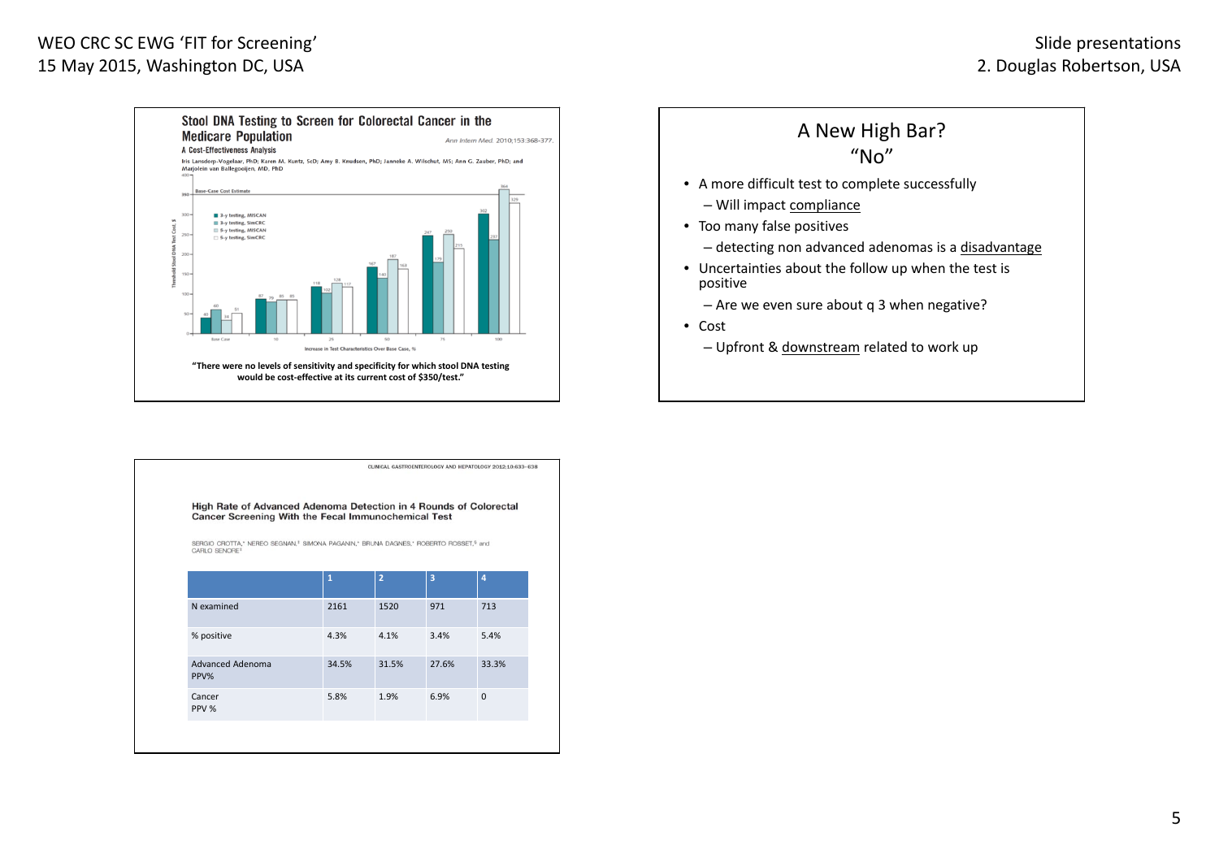## Stool DNA Testing to Screen for Colorectal Cancer in the Medicare Population

### A Cost-Effectiveness Analysis

*Ann Intern Med.* 2010;153:368-377.

Iris Lansdorp-Vogelaar, PhD; Karen M. Kuntz, ScD; Amy B. Knudsen, PhD; Janneke A. Wilschut, MS; Ann G. Zauber, PhD; and Marjolein van Ballegooijen, MD, PhD

Base-Case Cost Estimate

3-y testing, MISCAN
3-y testing, SimCRC
5-y testing, MISCAN
5-y testing, SimCRC

Threshold Stool DNA Test Cost, $

Increase in Test Characteristics Over Base Case, %

Base Case, 10, 25, 50, 75, 100

40, 60, 34, 51
87, 79, 85, 85
118, 102, 128, 117
167, 140, 187, 163
247, 179, 250, 215
302, 237, 364, 329

**"There were no levels of sensitivity and specificity for which stool DNA testing would be cost-effective at its current cost of $350/test."**

## A New High Bar? "No"

- A more difficult test to complete successfully
  - Will impact compliance
- Too many false positives
  - detecting non advanced adenomas is a disadvantage
- Uncertainties about the follow up when the test is positive
  - Are we even sure about q 3 when negative?
- Cost
  - Upfront & downstream related to work up

CLINICAL GASTROENTEROLOGY AND HEPATOLOGY 2012;10:633–638

## High Rate of Advanced Adenoma Detection in 4 Rounds of Colorectal Cancer Screening With the Fecal Immunochemical Test

SERGIO CROTTA,[*] NEREO SEGNAN,[‡] SIMONA PAGANIN,[*] BRUNA DAGNES,[*] ROBERTO ROSSET,[§] and CARLO SENORE[‡]

| | 1 | 2 | 3 | 4 |
|---|---|---|---|---|
| N examined | 2161 | 1520 | 971 | 713 |
| % positive | 4.3% | 4.1% | 3.4% | 5.4% |
| Advanced Adenoma PPV% | 34.5% | 31.5% | 27.6% | 33.3% |
| Cancer PPV % | 5.8% | 1.9% | 6.9% | 0 |